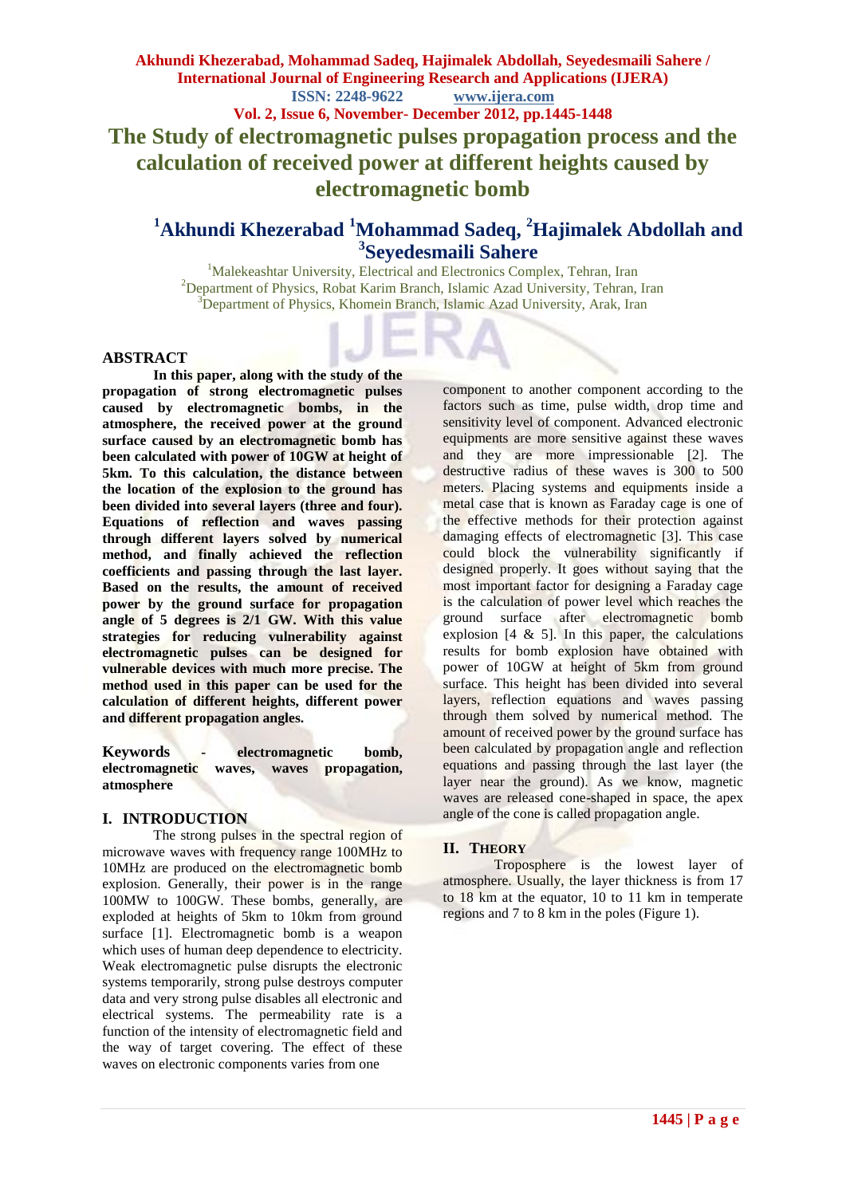# The Study of electromagnetic pulses propagation process and the calculation of received power at different heights caused by electromagnetic bomb

**[1]Akhundi Khezerabad [1]Mohammad Sadeq, [2]Hajimalek Abdollah and [3]Seyedesmaili Sahere**

[1]Malekeashtar University, Electrical and Electronics Complex, Tehran, Iran
[2]Department of Physics, Robat Karim Branch, Islamic Azad University, Tehran, Iran
[3]Department of Physics, Khomein Branch, Islamic Azad University, Arak, Iran

## ABSTRACT

**In this paper, along with the study of the propagation of strong electromagnetic pulses caused by electromagnetic bombs, in the atmosphere, the received power at the ground surface caused by an electromagnetic bomb has been calculated with power of 10GW at height of 5km. To this calculation, the distance between the location of the explosion to the ground has been divided into several layers (three and four). Equations of reflection and waves passing through different layers solved by numerical method, and finally achieved the reflection coefficients and passing through the last layer. Based on the results, the amount of received power by the ground surface for propagation angle of 5 degrees is 2/1 GW. With this value strategies for reducing vulnerability against electromagnetic pulses can be designed for vulnerable devices with much more precise. The method used in this paper can be used for the calculation of different heights, different power and different propagation angles.**

**Keywords - electromagnetic bomb, electromagnetic waves, waves propagation, atmosphere**

## I. INTRODUCTION

The strong pulses in the spectral region of microwave waves with frequency range 100MHz to 10MHz are produced on the electromagnetic bomb explosion. Generally, their power is in the range 100MW to 100GW. These bombs, generally, are exploded at heights of 5km to 10km from ground surface [1]. Electromagnetic bomb is a weapon which uses of human deep dependence to electricity. Weak electromagnetic pulse disrupts the electronic systems temporarily, strong pulse destroys computer data and very strong pulse disables all electronic and electrical systems. The permeability rate is a function of the intensity of electromagnetic field and the way of target covering. The effect of these waves on electronic components varies from one component to another component according to the factors such as time, pulse width, drop time and sensitivity level of component. Advanced electronic equipments are more sensitive against these waves and they are more impressionable [2]. The destructive radius of these waves is 300 to 500 meters. Placing systems and equipments inside a metal case that is known as Faraday cage is one of the effective methods for their protection against damaging effects of electromagnetic [3]. This case could block the vulnerability significantly if designed properly. It goes without saying that the most important factor for designing a Faraday cage is the calculation of power level which reaches the ground surface after electromagnetic bomb explosion [4 & 5]. In this paper, the calculations results for bomb explosion have obtained with power of 10GW at height of 5km from ground surface. This height has been divided into several layers, reflection equations and waves passing through them solved by numerical method. The amount of received power by the ground surface has been calculated by propagation angle and reflection equations and passing through the last layer (the layer near the ground). As we know, magnetic waves are released cone-shaped in space, the apex angle of the cone is called propagation angle.

## II. THEORY

Troposphere is the lowest layer of atmosphere. Usually, the layer thickness is from 17 to 18 km at the equator, 10 to 11 km in temperate regions and 7 to 8 km in the poles (Figure 1).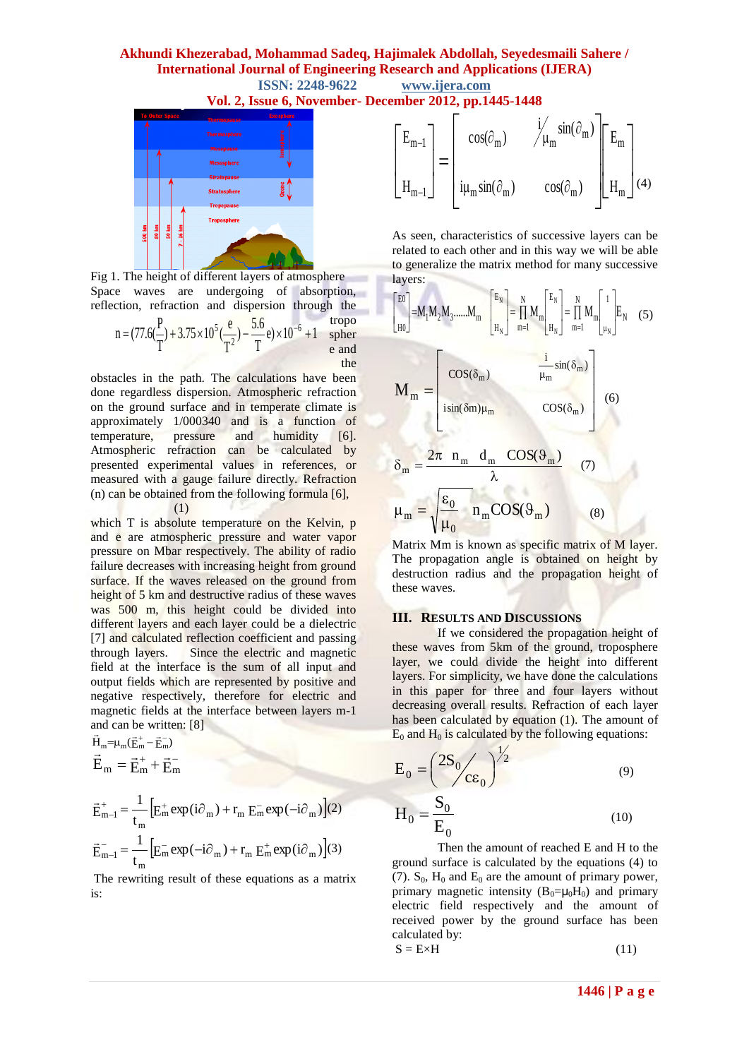Fig 1. The height of different layers of atmosphere

Space waves are undergoing of absorption, reflection, refraction and dispersion through the troposphere and the obstacles in the path. The calculations have been done regardless dispersion. Atmospheric refraction on the ground surface and in temperate climate is approximately 1/000340 and is a function of temperature, pressure and humidity [6]. Atmospheric refraction can be calculated by presented experimental values in references, or measured with a gauge failure directly. Refraction (n) can be obtained from the following formula [6],

$$n = (77.6(\frac{P}{T}) + 3.75\times10^{5}(\frac{e}{T^{2}}) - \frac{5.6}{T}e)\times10^{-6} + 1 \quad (1)$$

which T is absolute temperature on the Kelvin, p and e are atmospheric pressure and water vapor pressure on Mbar respectively. The ability of radio failure decreases with increasing height from ground surface. If the waves released on the ground from height of 5 km and destructive radius of these waves was 500 m, this height could be divided into different layers and each layer could be a dielectric [7] and calculated reflection coefficient and passing through layers. Since the electric and magnetic field at the interface is the sum of all input and output fields which are represented by positive and negative respectively, therefore for electric and magnetic fields at the interface between layers m-1 and can be written: [8]

$$\vec{H}_m = \mu_m(\vec{E}_m^{+} - \vec{E}_m^{-})$$

$$\vec{E}_m = \vec{E}_m^{+} + \vec{E}_m^{-}$$

$$\vec{E}_{m-1}^{+} = \frac{1}{t_m}\left[E_m^{+}\exp(i\partial_m) + r_m\, E_m^{-}\exp(-i\partial_m)\right] \quad (2)$$

$$\vec{E}_{m-1}^{-} = \frac{1}{t_m}\left[E_m^{-}\exp(-i\partial_m) + r_m\, E_m^{+}\exp(i\partial_m)\right] \quad (3)$$

The rewriting result of these equations as a matrix is:

$$\begin{bmatrix} E_{m-1} \\ H_{m-1} \end{bmatrix} = \begin{bmatrix} \cos(\partial_m) & \frac{i}{\mu_m}\sin(\partial_m) \\ i\mu_m \sin(\partial_m) & \cos(\partial_m) \end{bmatrix} \begin{bmatrix} E_m \\ H_m \end{bmatrix} \quad (4)$$

As seen, characteristics of successive layers can be related to each other and in this way we will be able to generalize the matrix method for many successive layers:

$$\begin{bmatrix} E0 \\ H0 \end{bmatrix} = M_1 M_2 M_3 \ldots\ldots M_m \begin{bmatrix} E_N \\ H_N \end{bmatrix} = \prod_{m=1}^{N} M_m \begin{bmatrix} E_N \\ H_N \end{bmatrix} = \prod_{m=1}^{N} M_m \begin{bmatrix} 1 \\ \mu_N \end{bmatrix} E_N \quad (5)$$

$$M_m = \begin{bmatrix} \cos(\delta_m) & \frac{i}{\mu_m}\sin(\delta_m) \\ i\sin(\delta m)\mu_m & \cos(\delta_m) \end{bmatrix} \quad (6)$$

$$\delta_m = \frac{2\pi \; n_m \; d_m \; \cos(\vartheta_m)}{\lambda} \quad (7)$$

$$\mu_m = \sqrt{\frac{\varepsilon_0}{\mu_0}} \; n_m \cos(\vartheta_m) \quad (8)$$

Matrix Mm is known as specific matrix of M layer. The propagation angle is obtained on height by destruction radius and the propagation height of these waves.

## III. Results and Discussions

If we considered the propagation height of these waves from 5km of the ground, troposphere layer, we could divide the height into different layers. For simplicity, we have done the calculations in this paper for three and four layers without decreasing overall results. Refraction of each layer has been calculated by equation (1). The amount of $E_0$ and $H_0$ is calculated by the following equations:

$$E_0 = \left(\frac{2S_0}{c\varepsilon_0}\right)^{1/2} \quad (9)$$

$$H_0 = \frac{S_0}{E_0} \quad (10)$$

Then the amount of reached E and H to the ground surface is calculated by the equations (4) to (7). $S_0$, $H_0$ and $E_0$ are the amount of primary power, primary magnetic intensity ($B_0=\mu_0 H_0$) and primary electric field respectively and the amount of received power by the ground surface has been calculated by:

$$S = E\times H \quad (11)$$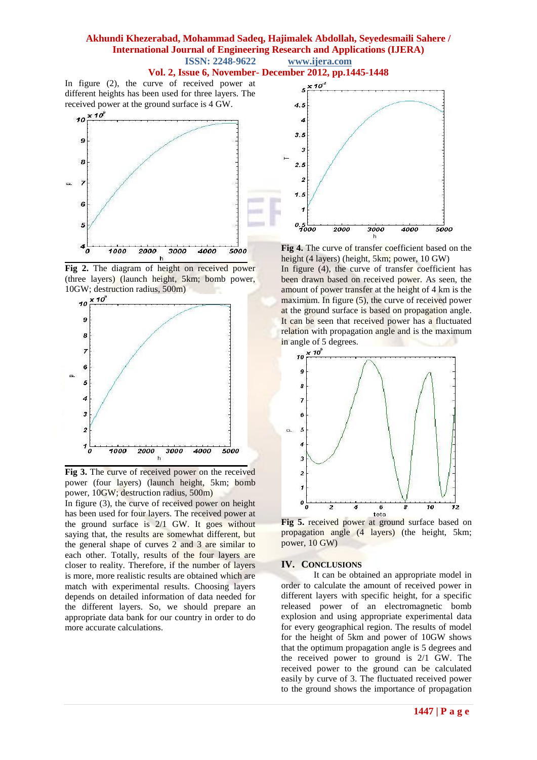In figure (2), the curve of received power at different heights has been used for three layers. The received power at the ground surface is 4 GW.

**Fig 2.** The diagram of height on received power (three layers) (launch height, 5km; bomb power, 10GW; destruction radius, 500m)

**Fig 3.** The curve of received power on the received power (four layers) (launch height, 5km; bomb power, 10GW; destruction radius, 500m)

In figure (3), the curve of received power on height has been used for four layers. The received power at the ground surface is 2/1 GW. It goes without saying that, the results are somewhat different, but the general shape of curves 2 and 3 are similar to each other. Totally, results of the four layers are closer to reality. Therefore, if the number of layers is more, more realistic results are obtained which are match with experimental results. Choosing layers depends on detailed information of data needed for the different layers. So, we should prepare an appropriate data bank for our country in order to do more accurate calculations.

**Fig 4.** The curve of transfer coefficient based on the height (4 layers) (height, 5km; power, 10 GW)

In figure (4), the curve of transfer coefficient has been drawn based on received power. As seen, the amount of power transfer at the height of 4 km is the maximum. In figure (5), the curve of received power at the ground surface is based on propagation angle. It can be seen that received power has a fluctuated relation with propagation angle and is the maximum in angle of 5 degrees.

**Fig 5.** received power at ground surface based on propagation angle (4 layers) (the height, 5km; power, 10 GW)

## IV. Conclusions

It can be obtained an appropriate model in order to calculate the amount of received power in different layers with specific height, for a specific released power of an electromagnetic bomb explosion and using appropriate experimental data for every geographical region. The results of model for the height of 5km and power of 10GW shows that the optimum propagation angle is 5 degrees and the received power to ground is 2/1 GW. The received power to the ground can be calculated easily by curve of 3. The fluctuated received power to the ground shows the importance of propagation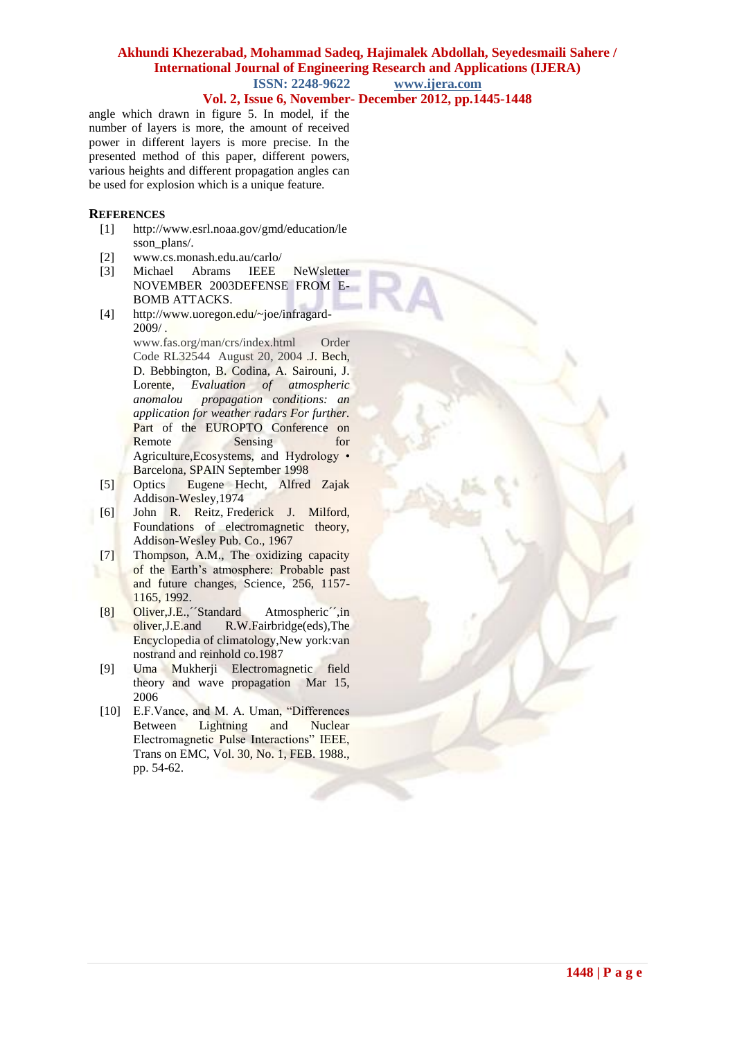angle which drawn in figure 5. In model, if the number of layers is more, the amount of received power in different layers is more precise. In the presented method of this paper, different powers, various heights and different propagation angles can be used for explosion which is a unique feature.

## REFERENCES

[1] http://www.esrl.noaa.gov/gmd/education/lesson_plans/.

[2] www.cs.monash.edu.au/carlo/

[3] Michael Abrams IEEE NeWsletter NOVEMBER 2003DEFENSE FROM E-BOMB ATTACKS.

[4] http://www.uoregon.edu/~joe/infragard-2009/ .
www.fas.org/man/crs/index.html Order Code RL32544 August 20, 2004 .J. Bech, D. Bebbington, B. Codina, A. Sairouni, J. Lorente, *Evaluation of atmospheric anomalou propagation conditions: an application for weather radars For further.* Part of the EUROPTO Conference on Remote Sensing for Agriculture,Ecosystems, and Hydrology • Barcelona, SPAIN September 1998

[5] Optics Eugene Hecht, Alfred Zajak Addison-Wesley,1974

[6] John R. Reitz, Frederick J. Milford, Foundations of electromagnetic theory, Addison-Wesley Pub. Co., 1967

[7] Thompson, A.M., The oxidizing capacity of the Earth's atmosphere: Probable past and future changes, Science, 256, 1157-1165, 1992.

[8] Oliver,J.E.,´´Standard Atmospheric´´,in oliver,J.E.and R.W.Fairbridge(eds),The Encyclopedia of climatology,New york:van nostrand and reinhold co.1987

[9] Uma Mukherji Electromagnetic field theory and wave propagation Mar 15, 2006

[10] E.F.Vance, and M. A. Uman, "Differences Between Lightning and Nuclear Electromagnetic Pulse Interactions" IEEE, Trans on EMC, Vol. 30, No. 1, FEB. 1988., pp. 54-62.